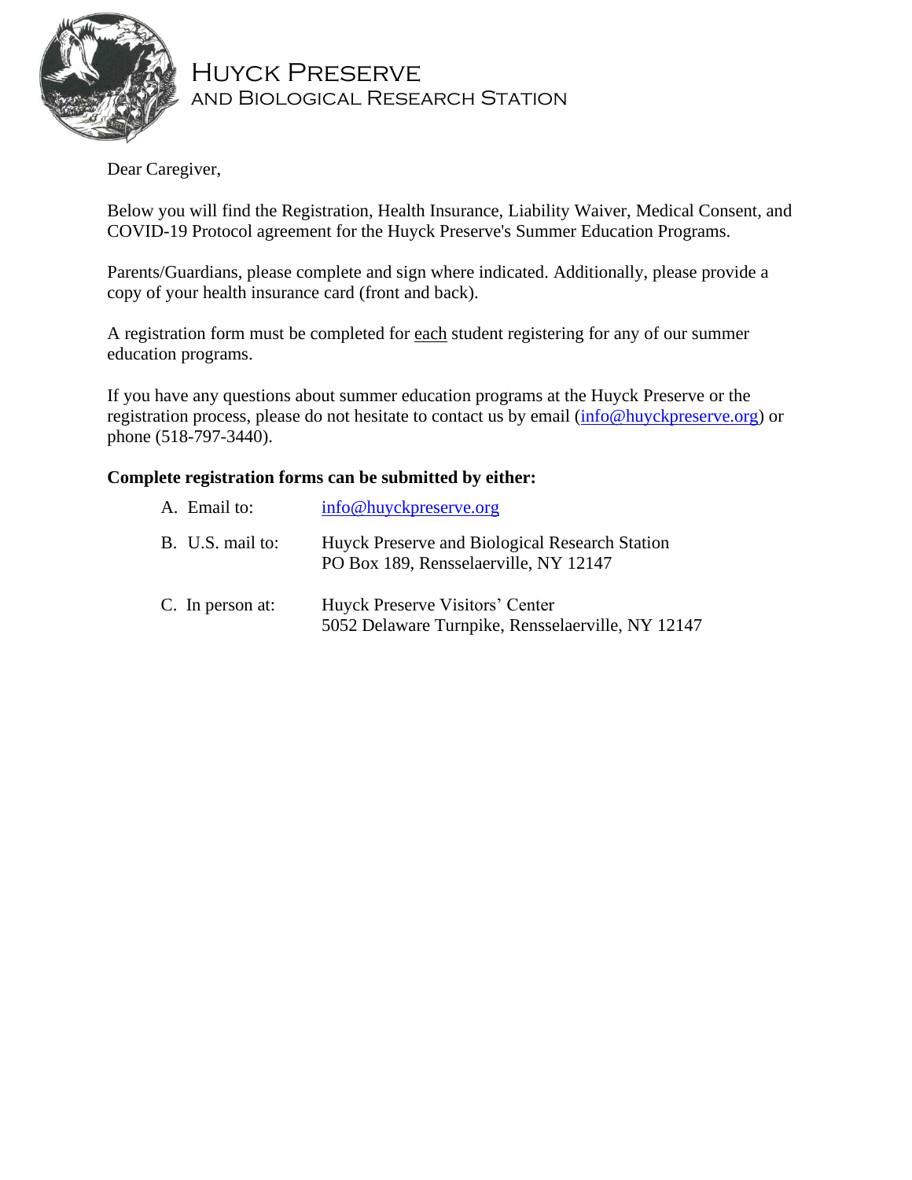# Huyck Preserve
## and Biological Research Station

Dear Caregiver,

Below you will find the Registration, Health Insurance, Liability Waiver, Medical Consent, and COVID-19 Protocol agreement for the Huyck Preserve's Summer Education Programs.

Parents/Guardians, please complete and sign where indicated. Additionally, please provide a copy of your health insurance card (front and back).

A registration form must be completed for each student registering for any of our summer education programs.

If you have any questions about summer education programs at the Huyck Preserve or the registration process, please do not hesitate to contact us by email (info@huyckpreserve.org) or phone (518-797-3440).

**Complete registration forms can be submitted by either:**

A. Email to: info@huyckpreserve.org

B. U.S. mail to: Huyck Preserve and Biological Research Station
PO Box 189, Rensselaerville, NY 12147

C. In person at: Huyck Preserve Visitors' Center
5052 Delaware Turnpike, Rensselaerville, NY 12147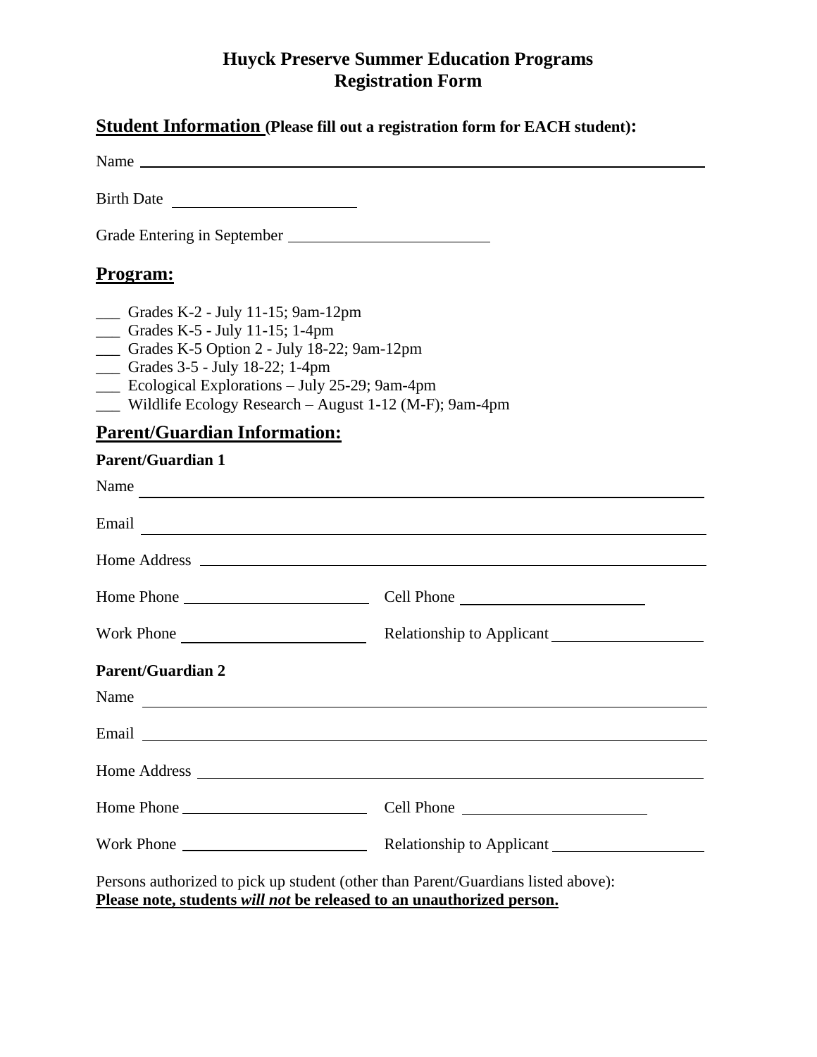# Huyck Preserve Summer Education Programs
# Registration Form

## Student Information (Please fill out a registration form for EACH student):

Name ______________________________________________________________

Birth Date ____________________

Grade Entering in September ______________________

## Program:

___ Grades K-2 - July 11-15; 9am-12pm
___ Grades K-5 - July 11-15; 1-4pm
___ Grades K-5 Option 2 - July 18-22; 9am-12pm
___ Grades 3-5 - July 18-22; 1-4pm
___ Ecological Explorations – July 25-29; 9am-4pm
___ Wildlife Ecology Research – August 1-12 (M-F); 9am-4pm

## Parent/Guardian Information:

**Parent/Guardian 1**

Name ______________________________________________________________

Email ______________________________________________________________

Home Address _______________________________________________________

Home Phone ____________________ Cell Phone ____________________

Work Phone ____________________ Relationship to Applicant ________________

**Parent/Guardian 2**

Name ______________________________________________________________

Email ______________________________________________________________

Home Address _______________________________________________________

Home Phone ____________________ Cell Phone ____________________

Work Phone ____________________ Relationship to Applicant ________________

Persons authorized to pick up student (other than Parent/Guardians listed above):
**Please note, students *will not* be released to an unauthorized person.**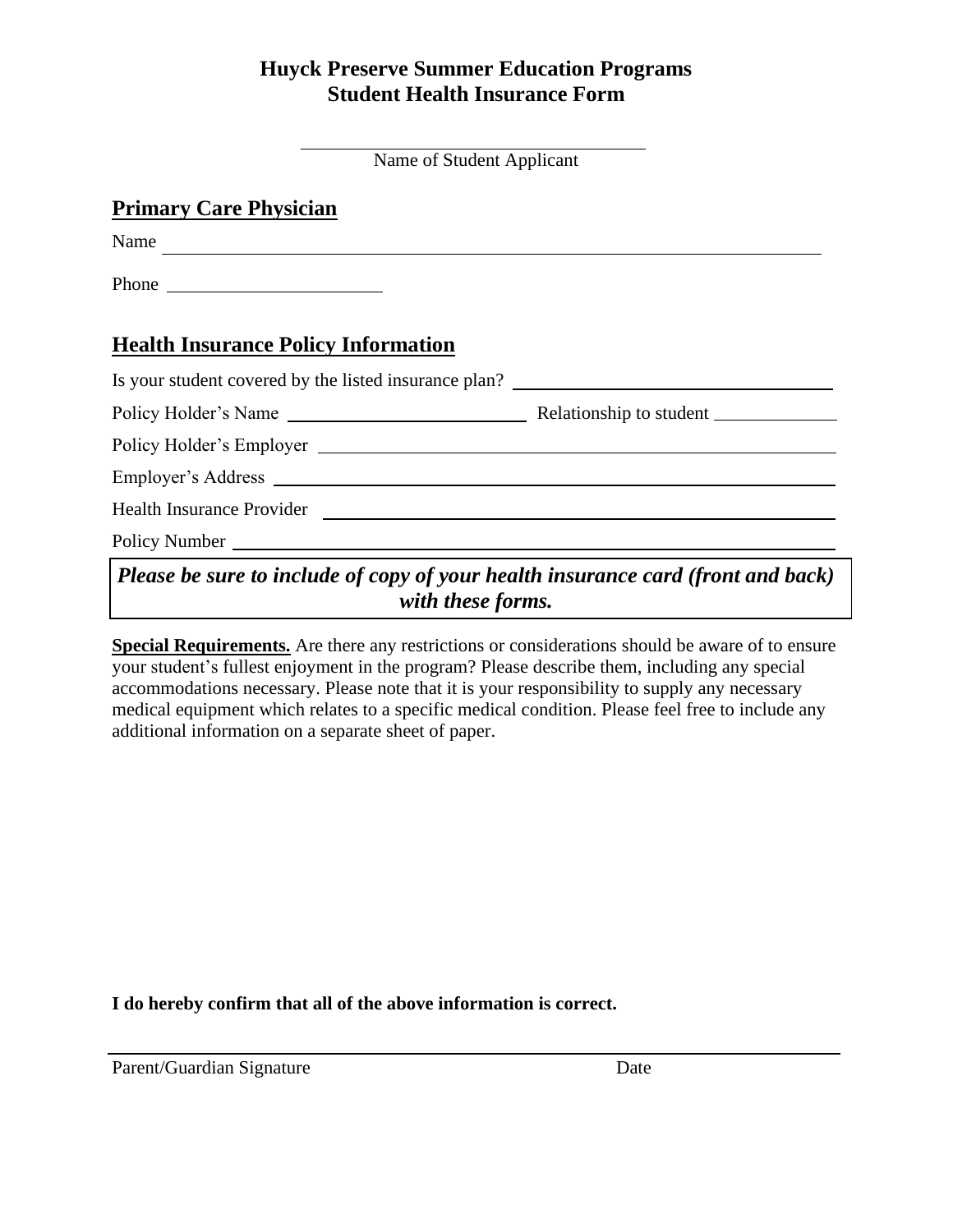# Huyck Preserve Summer Education Programs
# Student Health Insurance Form

\_\_\_\_\_\_\_\_\_\_\_\_\_\_\_\_\_\_\_\_\_\_\_\_\_\_\_\_\_\_\_\_\_\_\_\_
Name of Student Applicant

## Primary Care Physician

Name \_\_\_\_\_\_\_\_\_\_\_\_\_\_\_\_\_\_\_\_\_\_\_\_\_\_\_\_\_\_\_\_\_\_\_\_\_\_\_\_\_\_\_\_\_\_\_\_\_\_\_\_\_\_\_\_\_\_\_\_\_\_\_\_\_\_

Phone \_\_\_\_\_\_\_\_\_\_\_\_\_\_\_\_\_\_\_\_\_\_

## Health Insurance Policy Information

Is your student covered by the listed insurance plan? \_\_\_\_\_\_\_\_\_\_\_\_\_\_\_\_\_\_\_\_\_\_\_\_\_\_\_\_\_\_

Policy Holder's Name \_\_\_\_\_\_\_\_\_\_\_\_\_\_\_\_\_\_\_\_\_\_\_ Relationship to student \_\_\_\_\_\_\_\_\_\_\_\_

Policy Holder's Employer \_\_\_\_\_\_\_\_\_\_\_\_\_\_\_\_\_\_\_\_\_\_\_\_\_\_\_\_\_\_\_\_\_\_\_\_\_\_\_\_\_\_\_\_\_\_\_\_\_\_\_\_\_

Employer's Address \_\_\_\_\_\_\_\_\_\_\_\_\_\_\_\_\_\_\_\_\_\_\_\_\_\_\_\_\_\_\_\_\_\_\_\_\_\_\_\_\_\_\_\_\_\_\_\_\_\_\_\_\_\_\_\_

Health Insurance Provider \_\_\_\_\_\_\_\_\_\_\_\_\_\_\_\_\_\_\_\_\_\_\_\_\_\_\_\_\_\_\_\_\_\_\_\_\_\_\_\_\_\_\_\_\_\_\_\_\_\_\_\_

Policy Number \_\_\_\_\_\_\_\_\_\_\_\_\_\_\_\_\_\_\_\_\_\_\_\_\_\_\_\_\_\_\_\_\_\_\_\_\_\_\_\_\_\_\_\_\_\_\_\_\_\_\_\_\_\_\_\_\_\_\_\_

***Please be sure to include of copy of your health insurance card (front and back) with these forms.***

**Special Requirements.** Are there any restrictions or considerations should be aware of to ensure your student's fullest enjoyment in the program? Please describe them, including any special accommodations necessary. Please note that it is your responsibility to supply any necessary medical equipment which relates to a specific medical condition. Please feel free to include any additional information on a separate sheet of paper.

**I do hereby confirm that all of the above information is correct.**

\_\_\_\_\_\_\_\_\_\_\_\_\_\_\_\_\_\_\_\_\_\_\_\_\_\_\_\_\_\_\_\_\_\_\_\_\_\_\_\_\_\_\_\_\_\_\_\_\_\_\_\_\_\_\_\_\_\_\_\_\_\_\_\_\_\_\_\_\_\_\_\_\_\_
Parent/Guardian Signature Date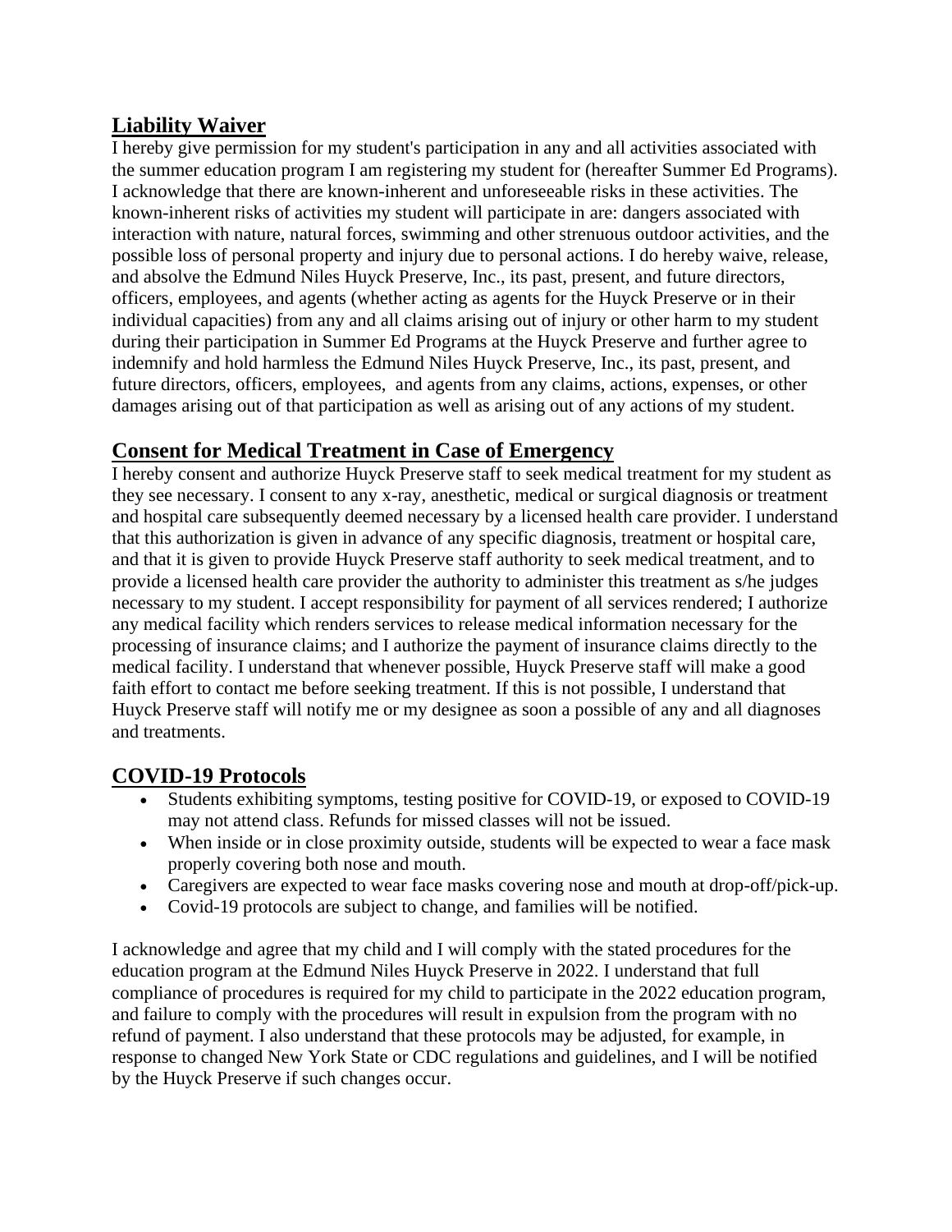## Liability Waiver

I hereby give permission for my student's participation in any and all activities associated with the summer education program I am registering my student for (hereafter Summer Ed Programs). I acknowledge that there are known-inherent and unforeseeable risks in these activities. The known-inherent risks of activities my student will participate in are: dangers associated with interaction with nature, natural forces, swimming and other strenuous outdoor activities, and the possible loss of personal property and injury due to personal actions. I do hereby waive, release, and absolve the Edmund Niles Huyck Preserve, Inc., its past, present, and future directors, officers, employees, and agents (whether acting as agents for the Huyck Preserve or in their individual capacities) from any and all claims arising out of injury or other harm to my student during their participation in Summer Ed Programs at the Huyck Preserve and further agree to indemnify and hold harmless the Edmund Niles Huyck Preserve, Inc., its past, present, and future directors, officers, employees, and agents from any claims, actions, expenses, or other damages arising out of that participation as well as arising out of any actions of my student.

## Consent for Medical Treatment in Case of Emergency

I hereby consent and authorize Huyck Preserve staff to seek medical treatment for my student as they see necessary. I consent to any x-ray, anesthetic, medical or surgical diagnosis or treatment and hospital care subsequently deemed necessary by a licensed health care provider. I understand that this authorization is given in advance of any specific diagnosis, treatment or hospital care, and that it is given to provide Huyck Preserve staff authority to seek medical treatment, and to provide a licensed health care provider the authority to administer this treatment as s/he judges necessary to my student. I accept responsibility for payment of all services rendered; I authorize any medical facility which renders services to release medical information necessary for the processing of insurance claims; and I authorize the payment of insurance claims directly to the medical facility. I understand that whenever possible, Huyck Preserve staff will make a good faith effort to contact me before seeking treatment. If this is not possible, I understand that Huyck Preserve staff will notify me or my designee as soon a possible of any and all diagnoses and treatments.

## COVID-19 Protocols

- Students exhibiting symptoms, testing positive for COVID-19, or exposed to COVID-19 may not attend class. Refunds for missed classes will not be issued.
- When inside or in close proximity outside, students will be expected to wear a face mask properly covering both nose and mouth.
- Caregivers are expected to wear face masks covering nose and mouth at drop-off/pick-up.
- Covid-19 protocols are subject to change, and families will be notified.

I acknowledge and agree that my child and I will comply with the stated procedures for the education program at the Edmund Niles Huyck Preserve in 2022. I understand that full compliance of procedures is required for my child to participate in the 2022 education program, and failure to comply with the procedures will result in expulsion from the program with no refund of payment. I also understand that these protocols may be adjusted, for example, in response to changed New York State or CDC regulations and guidelines, and I will be notified by the Huyck Preserve if such changes occur.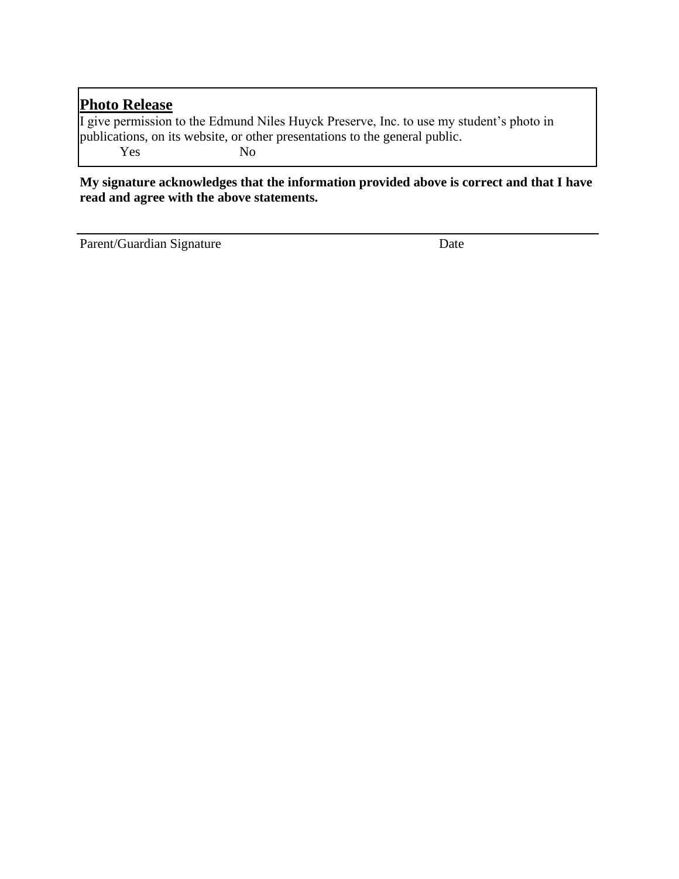## Photo Release

I give permission to the Edmund Niles Huyck Preserve, Inc. to use my student's photo in publications, on its website, or other presentations to the general public.

Yes No

**My signature acknowledges that the information provided above is correct and that I have read and agree with the above statements.**

Parent/Guardian Signature Date